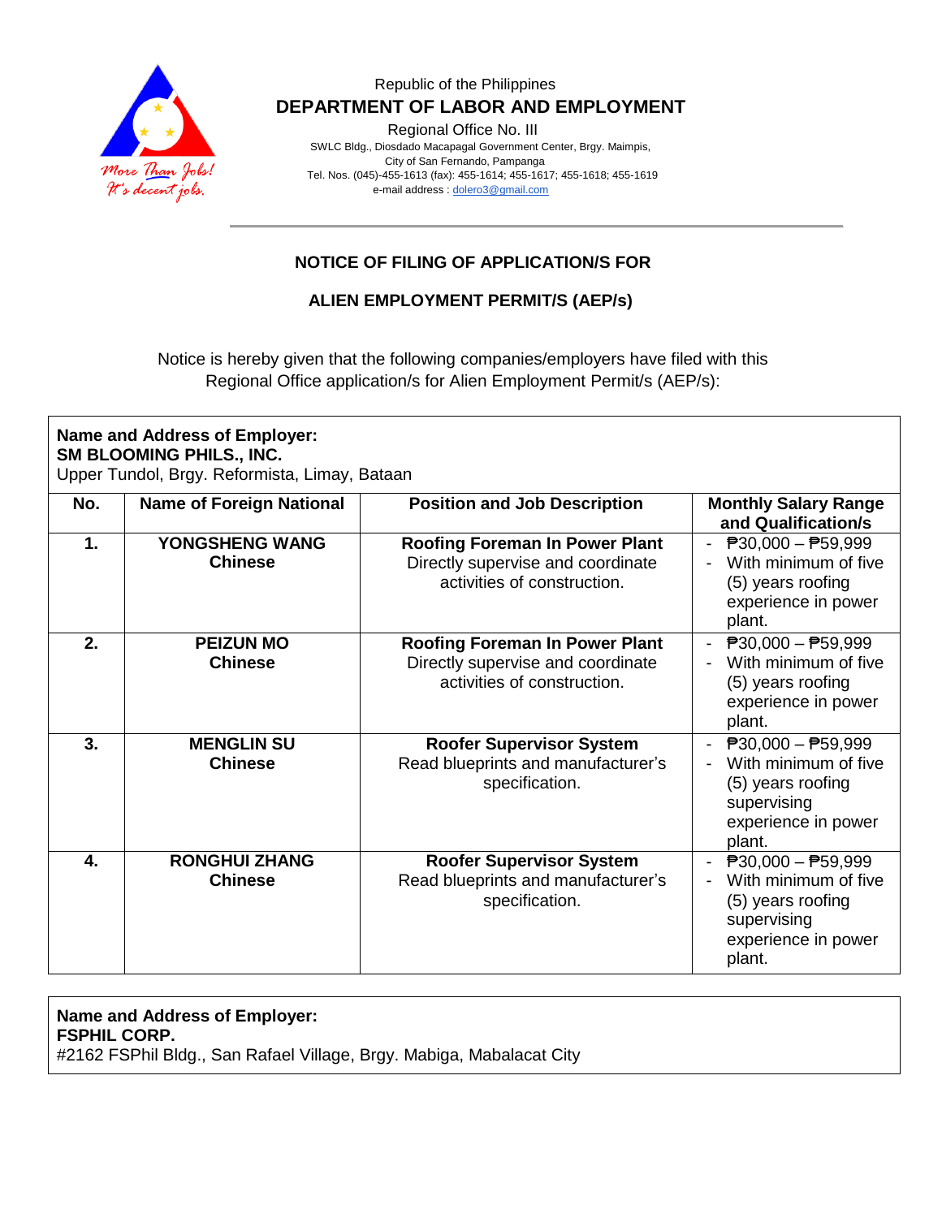Republic of the Philippines

**DEPARTMENT OF LABOR AND EMPLOYMENT**

Regional Office No. III

SWLC Bldg., Diosdado Macapagal Government Center, Brgy. Maimpis, City of San Fernando, Pampanga

Tel. Nos. (045)-455-1613 (fax): 455-1614; 455-1617; 455-1618; 455-1619

e-mail address : dolero3@gmail.com

## NOTICE OF FILING OF APPLICATION/S FOR

## ALIEN EMPLOYMENT PERMIT/S (AEP/s)

Notice is hereby given that the following companies/employers have filed with this Regional Office application/s for Alien Employment Permit/s (AEP/s):

**Name and Address of Employer:**
**SM BLOOMING PHILS., INC.**
Upper Tundol, Brgy. Reformista, Limay, Bataan

| No. | Name of Foreign National | Position and Job Description | Monthly Salary Range and Qualification/s |
|---|---|---|---|
| **1.** | **YONGSHENG WANG** **Chinese** | **Roofing Foreman In Power Plant** Directly supervise and coordinate activities of construction. | - ₱30,000 – ₱59,999 - With minimum of five (5) years roofing experience in power plant. |
| **2.** | **PEIZUN MO** **Chinese** | **Roofing Foreman In Power Plant** Directly supervise and coordinate activities of construction. | - ₱30,000 – ₱59,999 - With minimum of five (5) years roofing experience in power plant. |
| **3.** | **MENGLIN SU** **Chinese** | **Roofer Supervisor System** Read blueprints and manufacturer's specification. | - ₱30,000 – ₱59,999 - With minimum of five (5) years roofing supervising experience in power plant. |
| **4.** | **RONGHUI ZHANG** **Chinese** | **Roofer Supervisor System** Read blueprints and manufacturer's specification. | - ₱30,000 – ₱59,999 - With minimum of five (5) years roofing supervising experience in power plant. |

**Name and Address of Employer:**
**FSPHIL CORP.**
#2162 FSPhil Bldg., San Rafael Village, Brgy. Mabiga, Mabalacat City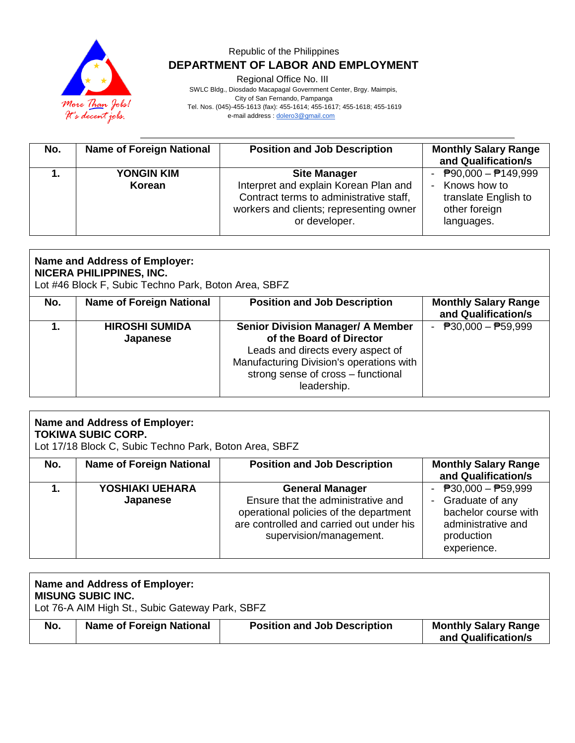Republic of the Philippines
**DEPARTMENT OF LABOR AND EMPLOYMENT**
Regional Office No. III
SWLC Bldg., Diosdado Macapagal Government Center, Brgy. Maimpis,
City of San Fernando, Pampanga
Tel. Nos. (045)-455-1613 (fax): 455-1614; 455-1617; 455-1618; 455-1619
e-mail address : dolero3@gmail.com

| No. | Name of Foreign National | Position and Job Description | Monthly Salary Range and Qualification/s |
|---|---|---|---|
| **1.** | **YONGIN KIM**<br>**Korean** | **Site Manager**<br>Interpret and explain Korean Plan and Contract terms to administrative staff, workers and clients; representing owner or developer. | - ₱90,000 – ₱149,999<br>- Knows how to translate English to other foreign languages. |

**Name and Address of Employer:**
**NICERA PHILIPPINES, INC.**
Lot #46 Block F, Subic Techno Park, Boton Area, SBFZ

| No. | Name of Foreign National | Position and Job Description | Monthly Salary Range and Qualification/s |
|---|---|---|---|
| **1.** | **HIROSHI SUMIDA**<br>**Japanese** | **Senior Division Manager/ A Member of the Board of Director**<br>Leads and directs every aspect of Manufacturing Division's operations with strong sense of cross – functional leadership. | - ₱30,000 – ₱59,999 |

**Name and Address of Employer:**
**TOKIWA SUBIC CORP.**
Lot 17/18 Block C, Subic Techno Park, Boton Area, SBFZ

| No. | Name of Foreign National | Position and Job Description | Monthly Salary Range and Qualification/s |
|---|---|---|---|
| **1.** | **YOSHIAKI UEHARA**<br>**Japanese** | **General Manager**<br>Ensure that the administrative and operational policies of the department are controlled and carried out under his supervision/management. | - ₱30,000 – ₱59,999<br>- Graduate of any bachelor course with administrative and production experience. |

**Name and Address of Employer:**
**MISUNG SUBIC INC.**
Lot 76-A AIM High St., Subic Gateway Park, SBFZ

| No. | Name of Foreign National | Position and Job Description | Monthly Salary Range and Qualification/s |
|---|---|---|---|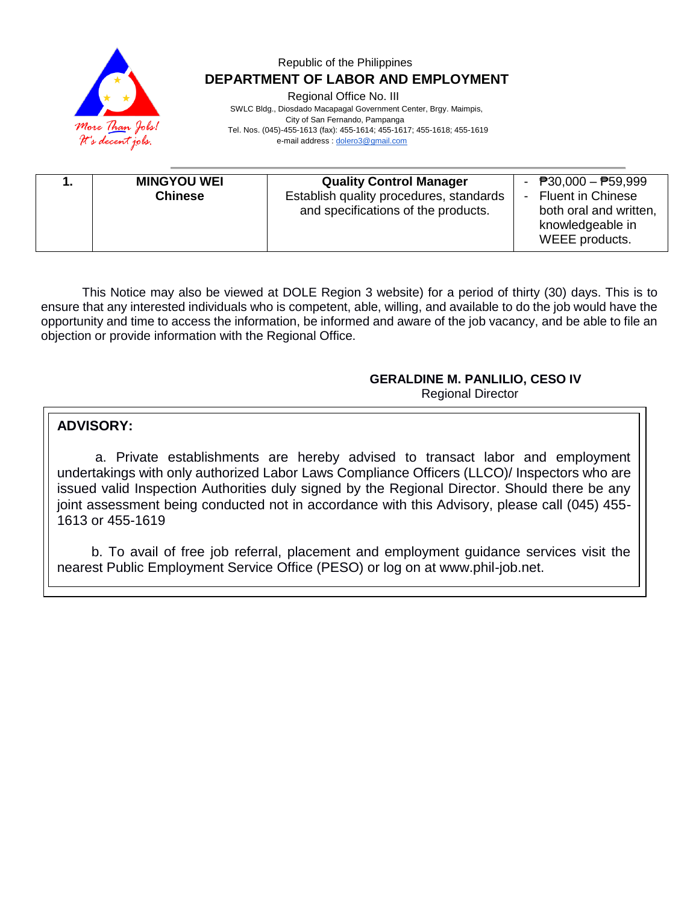Republic of the Philippines

**DEPARTMENT OF LABOR AND EMPLOYMENT**

Regional Office No. III

SWLC Bldg., Diosdado Macapagal Government Center, Brgy. Maimpis, City of San Fernando, Pampanga

Tel. Nos. (045)-455-1613 (fax): 455-1614; 455-1617; 455-1618; 455-1619

e-mail address : dolero3@gmail.com

| | | | |
|---|---|---|---|
| **1.** | **MINGYOU WEI**<br>**Chinese** | **Quality Control Manager**<br>Establish quality procedures, standards and specifications of the products. | - ₱30,000 – ₱59,999<br>- Fluent in Chinese both oral and written, knowledgeable in WEEE products. |

This Notice may also be viewed at DOLE Region 3 website) for a period of thirty (30) days. This is to ensure that any interested individuals who is competent, able, willing, and available to do the job would have the opportunity and time to access the information, be informed and aware of the job vacancy, and be able to file an objection or provide information with the Regional Office.

**GERALDINE M. PANLILIO, CESO IV**
Regional Director

**ADVISORY:**

a. Private establishments are hereby advised to transact labor and employment undertakings with only authorized Labor Laws Compliance Officers (LLCO)/ Inspectors who are issued valid Inspection Authorities duly signed by the Regional Director. Should there be any joint assessment being conducted not in accordance with this Advisory, please call (045) 455-1613 or 455-1619

b. To avail of free job referral, placement and employment guidance services visit the nearest Public Employment Service Office (PESO) or log on at www.phil-job.net.